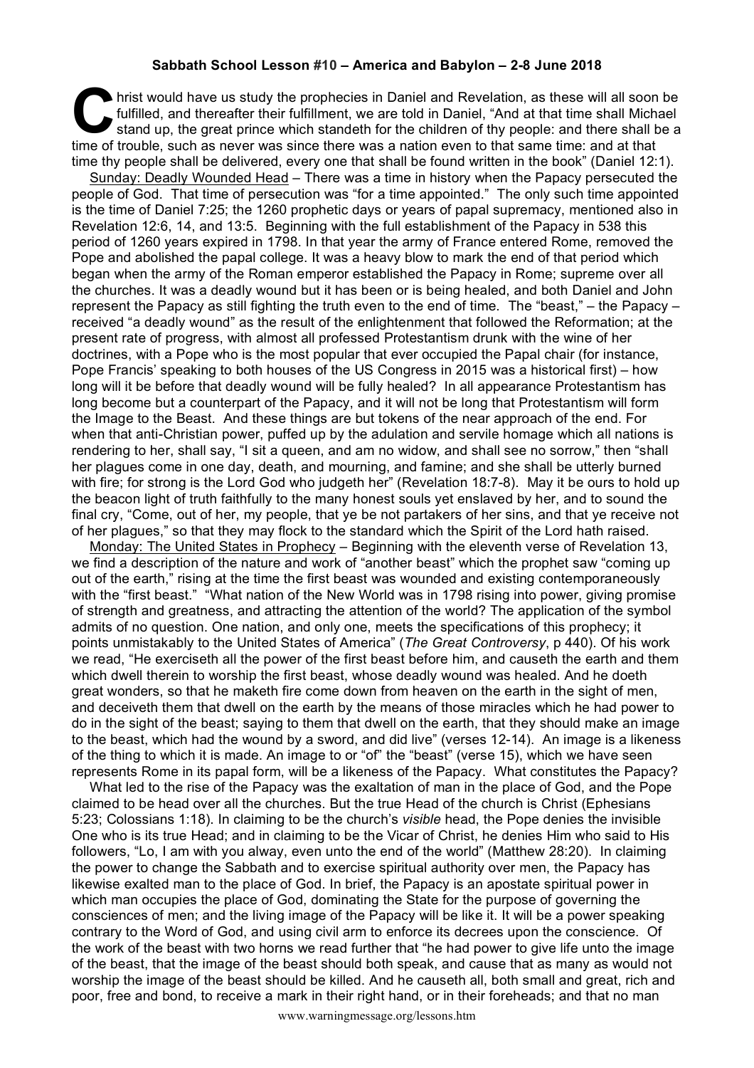**Sabbath School Lesson #10 – America and Babylon – 2-8 June 2018**

Christ would have us study the prophecies in Daniel and Revelation, as these will all soon be fulfilled, and thereafter their fulfillment, we are told in Daniel, "And at that time shall Michael stand up, the great prince which standeth for the children of thy people: and there shall be a time of trouble, such as never was since there was a nation even to that same time: and at that time thy people shall be delivered, every one that shall be found written in the book" (Daniel 12:1).

Sunday: Deadly Wounded Head – There was a time in history when the Papacy persecuted the people of God. That time of persecution was "for a time appointed." The only such time appointed is the time of Daniel 7:25; the 1260 prophetic days or years of papal supremacy, mentioned also in Revelation 12:6, 14, and 13:5. Beginning with the full establishment of the Papacy in 538 this period of 1260 years expired in 1798. In that year the army of France entered Rome, removed the Pope and abolished the papal college. It was a heavy blow to mark the end of that period which began when the army of the Roman emperor established the Papacy in Rome; supreme over all the churches. It was a deadly wound but it has been or is being healed, and both Daniel and John represent the Papacy as still fighting the truth even to the end of time. The "beast," – the Papacy – received "a deadly wound" as the result of the enlightenment that followed the Reformation; at the present rate of progress, with almost all professed Protestantism drunk with the wine of her doctrines, with a Pope who is the most popular that ever occupied the Papal chair (for instance, Pope Francis' speaking to both houses of the US Congress in 2015 was a historical first) – how long will it be before that deadly wound will be fully healed? In all appearance Protestantism has long become but a counterpart of the Papacy, and it will not be long that Protestantism will form the Image to the Beast. And these things are but tokens of the near approach of the end. For when that anti-Christian power, puffed up by the adulation and servile homage which all nations is rendering to her, shall say, "I sit a queen, and am no widow, and shall see no sorrow," then "shall her plagues come in one day, death, and mourning, and famine; and she shall be utterly burned with fire; for strong is the Lord God who judgeth her" (Revelation 18:7-8). May it be ours to hold up the beacon light of truth faithfully to the many honest souls yet enslaved by her, and to sound the final cry, "Come, out of her, my people, that ye be not partakers of her sins, and that ye receive not of her plagues," so that they may flock to the standard which the Spirit of the Lord hath raised.

Monday: The United States in Prophecy – Beginning with the eleventh verse of Revelation 13, we find a description of the nature and work of "another beast" which the prophet saw "coming up out of the earth," rising at the time the first beast was wounded and existing contemporaneously with the "first beast." "What nation of the New World was in 1798 rising into power, giving promise of strength and greatness, and attracting the attention of the world? The application of the symbol admits of no question. One nation, and only one, meets the specifications of this prophecy; it points unmistakably to the United States of America" (*The Great Controversy*, p 440). Of his work we read, "He exerciseth all the power of the first beast before him, and causeth the earth and them which dwell therein to worship the first beast, whose deadly wound was healed. And he doeth great wonders, so that he maketh fire come down from heaven on the earth in the sight of men, and deceiveth them that dwell on the earth by the means of those miracles which he had power to do in the sight of the beast; saying to them that dwell on the earth, that they should make an image to the beast, which had the wound by a sword, and did live" (verses 12-14). An image is a likeness of the thing to which it is made. An image to or "of" the "beast" (verse 15), which we have seen represents Rome in its papal form, will be a likeness of the Papacy. What constitutes the Papacy?

What led to the rise of the Papacy was the exaltation of man in the place of God, and the Pope claimed to be head over all the churches. But the true Head of the church is Christ (Ephesians 5:23; Colossians 1:18). In claiming to be the church's *visible* head, the Pope denies the invisible One who is its true Head; and in claiming to be the Vicar of Christ, he denies Him who said to His followers, "Lo, I am with you alway, even unto the end of the world" (Matthew 28:20). In claiming the power to change the Sabbath and to exercise spiritual authority over men, the Papacy has likewise exalted man to the place of God. In brief, the Papacy is an apostate spiritual power in which man occupies the place of God, dominating the State for the purpose of governing the consciences of men; and the living image of the Papacy will be like it. It will be a power speaking contrary to the Word of God, and using civil arm to enforce its decrees upon the conscience. Of the work of the beast with two horns we read further that "he had power to give life unto the image of the beast, that the image of the beast should both speak, and cause that as many as would not worship the image of the beast should be killed. And he causeth all, both small and great, rich and poor, free and bond, to receive a mark in their right hand, or in their foreheads; and that no man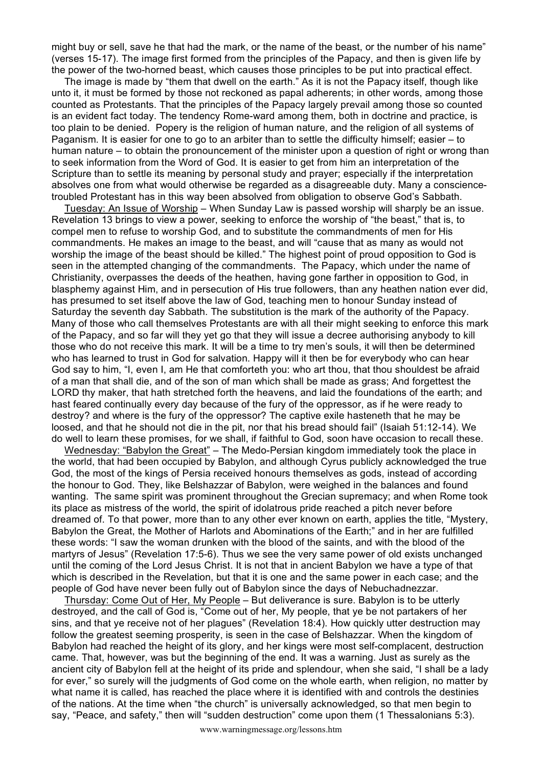might buy or sell, save he that had the mark, or the name of the beast, or the number of his name" (verses 15-17). The image first formed from the principles of the Papacy, and then is given life by the power of the two-horned beast, which causes those principles to be put into practical effect.

The image is made by "them that dwell on the earth." As it is not the Papacy itself, though like unto it, it must be formed by those not reckoned as papal adherents; in other words, among those counted as Protestants. That the principles of the Papacy largely prevail among those so counted is an evident fact today. The tendency Rome-ward among them, both in doctrine and practice, is too plain to be denied. Popery is the religion of human nature, and the religion of all systems of Paganism. It is easier for one to go to an arbiter than to settle the difficulty himself; easier – to human nature – to obtain the pronouncement of the minister upon a question of right or wrong than to seek information from the Word of God. It is easier to get from him an interpretation of the Scripture than to settle its meaning by personal study and prayer; especially if the interpretation absolves one from what would otherwise be regarded as a disagreeable duty. Many a conscience-troubled Protestant has in this way been absolved from obligation to observe God's Sabbath.

Tuesday: An Issue of Worship – When Sunday Law is passed worship will sharply be an issue. Revelation 13 brings to view a power, seeking to enforce the worship of "the beast," that is, to compel men to refuse to worship God, and to substitute the commandments of men for His commandments. He makes an image to the beast, and will "cause that as many as would not worship the image of the beast should be killed." The highest point of proud opposition to God is seen in the attempted changing of the commandments. The Papacy, which under the name of Christianity, overpasses the deeds of the heathen, having gone farther in opposition to God, in blasphemy against Him, and in persecution of His true followers, than any heathen nation ever did, has presumed to set itself above the law of God, teaching men to honour Sunday instead of Saturday the seventh day Sabbath. The substitution is the mark of the authority of the Papacy. Many of those who call themselves Protestants are with all their might seeking to enforce this mark of the Papacy, and so far will they yet go that they will issue a decree authorising anybody to kill those who do not receive this mark. It will be a time to try men's souls, it will then be determined who has learned to trust in God for salvation. Happy will it then be for everybody who can hear God say to him, "I, even I, am He that comforteth you: who art thou, that thou shouldest be afraid of a man that shall die, and of the son of man which shall be made as grass; And forgettest the LORD thy maker, that hath stretched forth the heavens, and laid the foundations of the earth; and hast feared continually every day because of the fury of the oppressor, as if he were ready to destroy? and where is the fury of the oppressor? The captive exile hasteneth that he may be loosed, and that he should not die in the pit, nor that his bread should fail" (Isaiah 51:12-14). We do well to learn these promises, for we shall, if faithful to God, soon have occasion to recall these.

Wednesday: "Babylon the Great" – The Medo-Persian kingdom immediately took the place in the world, that had been occupied by Babylon, and although Cyrus publicly acknowledged the true God, the most of the kings of Persia received honours themselves as gods, instead of according the honour to God. They, like Belshazzar of Babylon, were weighed in the balances and found wanting. The same spirit was prominent throughout the Grecian supremacy; and when Rome took its place as mistress of the world, the spirit of idolatrous pride reached a pitch never before dreamed of. To that power, more than to any other ever known on earth, applies the title, "Mystery, Babylon the Great, the Mother of Harlots and Abominations of the Earth;" and in her are fulfilled these words: "I saw the woman drunken with the blood of the saints, and with the blood of the martyrs of Jesus" (Revelation 17:5-6). Thus we see the very same power of old exists unchanged until the coming of the Lord Jesus Christ. It is not that in ancient Babylon we have a type of that which is described in the Revelation, but that it is one and the same power in each case; and the people of God have never been fully out of Babylon since the days of Nebuchadnezzar.

Thursday: Come Out of Her, My People – But deliverance is sure. Babylon is to be utterly destroyed, and the call of God is, "Come out of her, My people, that ye be not partakers of her sins, and that ye receive not of her plagues" (Revelation 18:4). How quickly utter destruction may follow the greatest seeming prosperity, is seen in the case of Belshazzar. When the kingdom of Babylon had reached the height of its glory, and her kings were most self-complacent, destruction came. That, however, was but the beginning of the end. It was a warning. Just as surely as the ancient city of Babylon fell at the height of its pride and splendour, when she said, "I shall be a lady for ever," so surely will the judgments of God come on the whole earth, when religion, no matter by what name it is called, has reached the place where it is identified with and controls the destinies of the nations. At the time when "the church" is universally acknowledged, so that men begin to say, "Peace, and safety," then will "sudden destruction" come upon them (1 Thessalonians 5:3).